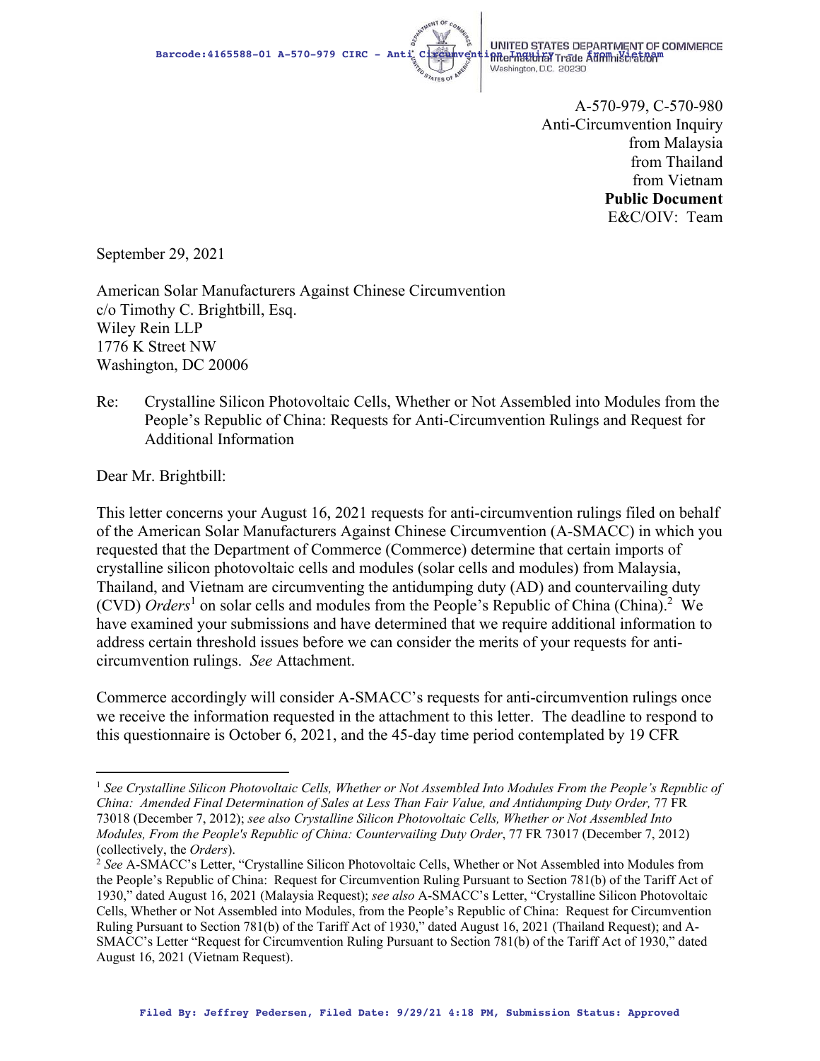UNITED STATES DEPARTMENT OF COMMERCE
International Trade Administration
Washington, D.C. 20230

A-570-979, C-570-980
Anti-Circumvention Inquiry
from Malaysia
from Thailand
from Vietnam
**Public Document**
E&C/OIV: Team

September 29, 2021

American Solar Manufacturers Against Chinese Circumvention
c/o Timothy C. Brightbill, Esq.
Wiley Rein LLP
1776 K Street NW
Washington, DC 20006

Re: Crystalline Silicon Photovoltaic Cells, Whether or Not Assembled into Modules from the People's Republic of China: Requests for Anti-Circumvention Rulings and Request for Additional Information

Dear Mr. Brightbill:

This letter concerns your August 16, 2021 requests for anti-circumvention rulings filed on behalf of the American Solar Manufacturers Against Chinese Circumvention (A-SMACC) in which you requested that the Department of Commerce (Commerce) determine that certain imports of crystalline silicon photovoltaic cells and modules (solar cells and modules) from Malaysia, Thailand, and Vietnam are circumventing the antidumping duty (AD) and countervailing duty (CVD) *Orders*[1] on solar cells and modules from the People's Republic of China (China).[2] We have examined your submissions and have determined that we require additional information to address certain threshold issues before we can consider the merits of your requests for anti-circumvention rulings. *See* Attachment.

Commerce accordingly will consider A-SMACC's requests for anti-circumvention rulings once we receive the information requested in the attachment to this letter. The deadline to respond to this questionnaire is October 6, 2021, and the 45-day time period contemplated by 19 CFR

---

[1] *See Crystalline Silicon Photovoltaic Cells, Whether or Not Assembled Into Modules From the People's Republic of China: Amended Final Determination of Sales at Less Than Fair Value, and Antidumping Duty Order,* 77 FR 73018 (December 7, 2012); *see also Crystalline Silicon Photovoltaic Cells, Whether or Not Assembled Into Modules, From the People's Republic of China: Countervailing Duty Order*, 77 FR 73017 (December 7, 2012) (collectively, the *Orders*).

[2] *See* A-SMACC's Letter, "Crystalline Silicon Photovoltaic Cells, Whether or Not Assembled into Modules from the People's Republic of China: Request for Circumvention Ruling Pursuant to Section 781(b) of the Tariff Act of 1930," dated August 16, 2021 (Malaysia Request); *see also* A-SMACC's Letter, "Crystalline Silicon Photovoltaic Cells, Whether or Not Assembled into Modules, from the People's Republic of China: Request for Circumvention Ruling Pursuant to Section 781(b) of the Tariff Act of 1930," dated August 16, 2021 (Thailand Request); and A-SMACC's Letter "Request for Circumvention Ruling Pursuant to Section 781(b) of the Tariff Act of 1930," dated August 16, 2021 (Vietnam Request).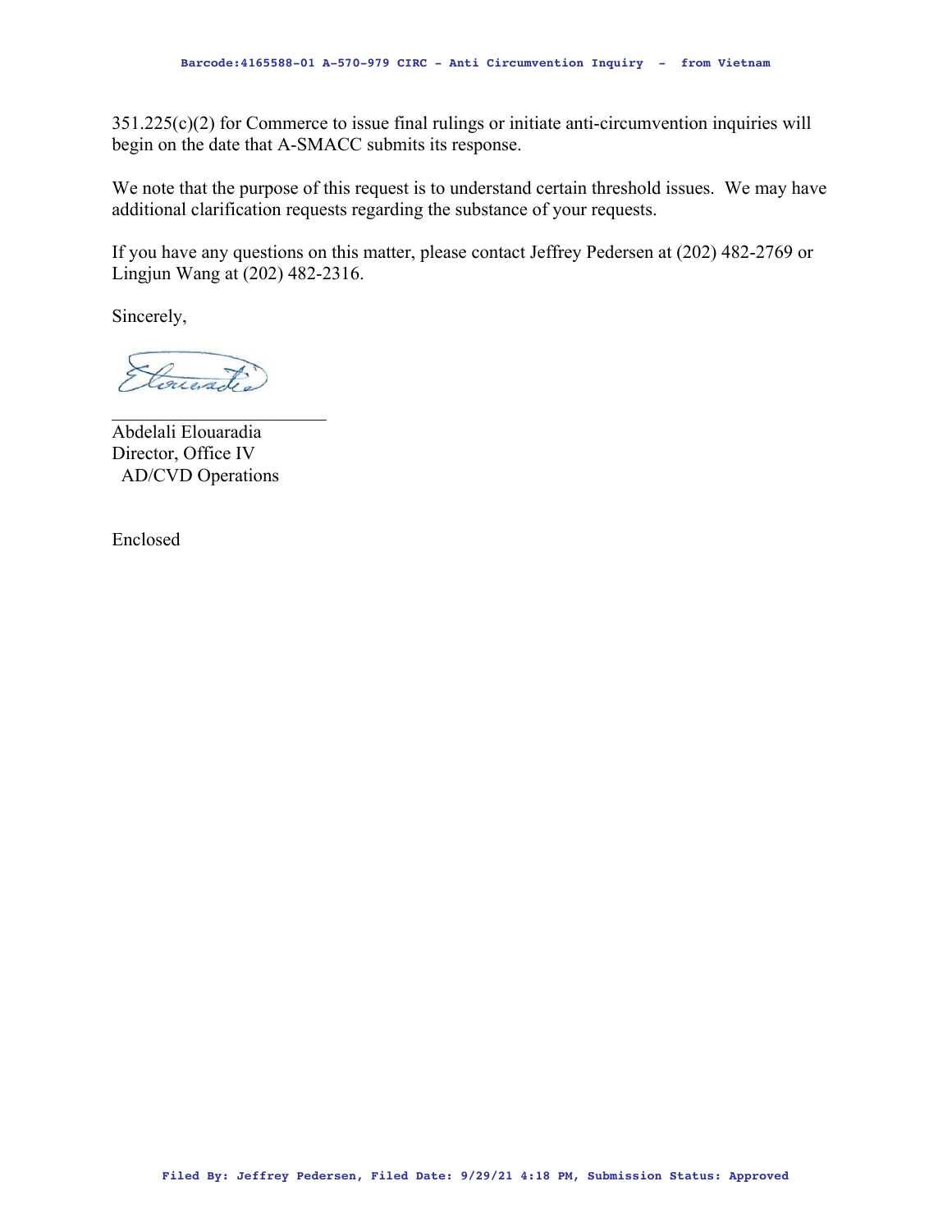351.225(c)(2) for Commerce to issue final rulings or initiate anti-circumvention inquiries will begin on the date that A-SMACC submits its response.

We note that the purpose of this request is to understand certain threshold issues. We may have additional clarification requests regarding the substance of your requests.

If you have any questions on this matter, please contact Jeffrey Pedersen at (202) 482-2769 or Lingjun Wang at (202) 482-2316.

Sincerely,

\_\_\_\_\_\_\_\_\_\_\_\_\_\_\_\_\_\_\_\_\_\_\_\_\_\_

Abdelali Elouaradia
Director, Office IV
AD/CVD Operations

Enclosed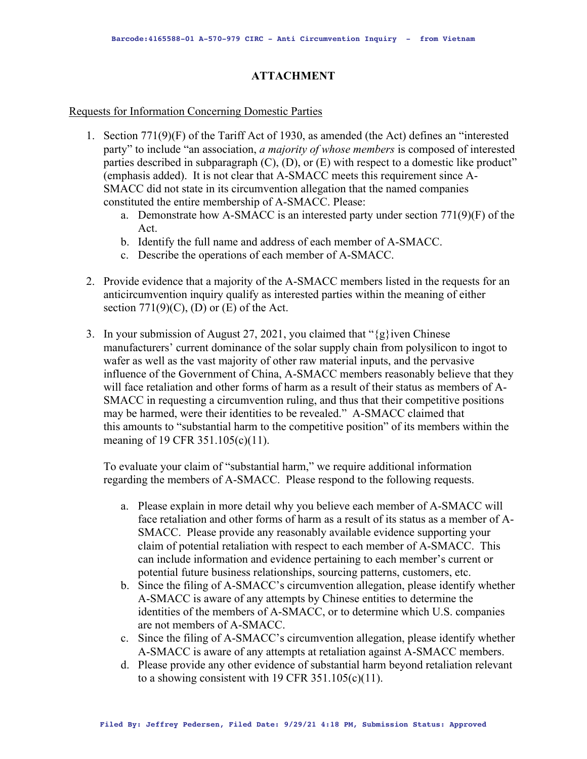# ATTACHMENT

Requests for Information Concerning Domestic Parties

1. Section 771(9)(F) of the Tariff Act of 1930, as amended (the Act) defines an "interested party" to include "an association, *a majority of whose members* is composed of interested parties described in subparagraph (C), (D), or (E) with respect to a domestic like product" (emphasis added). It is not clear that A-SMACC meets this requirement since A-SMACC did not state in its circumvention allegation that the named companies constituted the entire membership of A-SMACC. Please:
   a. Demonstrate how A-SMACC is an interested party under section 771(9)(F) of the Act.
   b. Identify the full name and address of each member of A-SMACC.
   c. Describe the operations of each member of A-SMACC.

2. Provide evidence that a majority of the A-SMACC members listed in the requests for an anticircumvention inquiry qualify as interested parties within the meaning of either section 771(9)(C), (D) or (E) of the Act.

3. In your submission of August 27, 2021, you claimed that "{g}iven Chinese manufacturers' current dominance of the solar supply chain from polysilicon to ingot to wafer as well as the vast majority of other raw material inputs, and the pervasive influence of the Government of China, A-SMACC members reasonably believe that they will face retaliation and other forms of harm as a result of their status as members of A-SMACC in requesting a circumvention ruling, and thus that their competitive positions may be harmed, were their identities to be revealed." A-SMACC claimed that this amounts to "substantial harm to the competitive position" of its members within the meaning of 19 CFR 351.105(c)(11).

   To evaluate your claim of "substantial harm," we require additional information regarding the members of A-SMACC. Please respond to the following requests.

   a. Please explain in more detail why you believe each member of A-SMACC will face retaliation and other forms of harm as a result of its status as a member of A-SMACC. Please provide any reasonably available evidence supporting your claim of potential retaliation with respect to each member of A-SMACC. This can include information and evidence pertaining to each member's current or potential future business relationships, sourcing patterns, customers, etc.
   b. Since the filing of A-SMACC's circumvention allegation, please identify whether A-SMACC is aware of any attempts by Chinese entities to determine the identities of the members of A-SMACC, or to determine which U.S. companies are not members of A-SMACC.
   c. Since the filing of A-SMACC's circumvention allegation, please identify whether A-SMACC is aware of any attempts at retaliation against A-SMACC members.
   d. Please provide any other evidence of substantial harm beyond retaliation relevant to a showing consistent with 19 CFR 351.105(c)(11).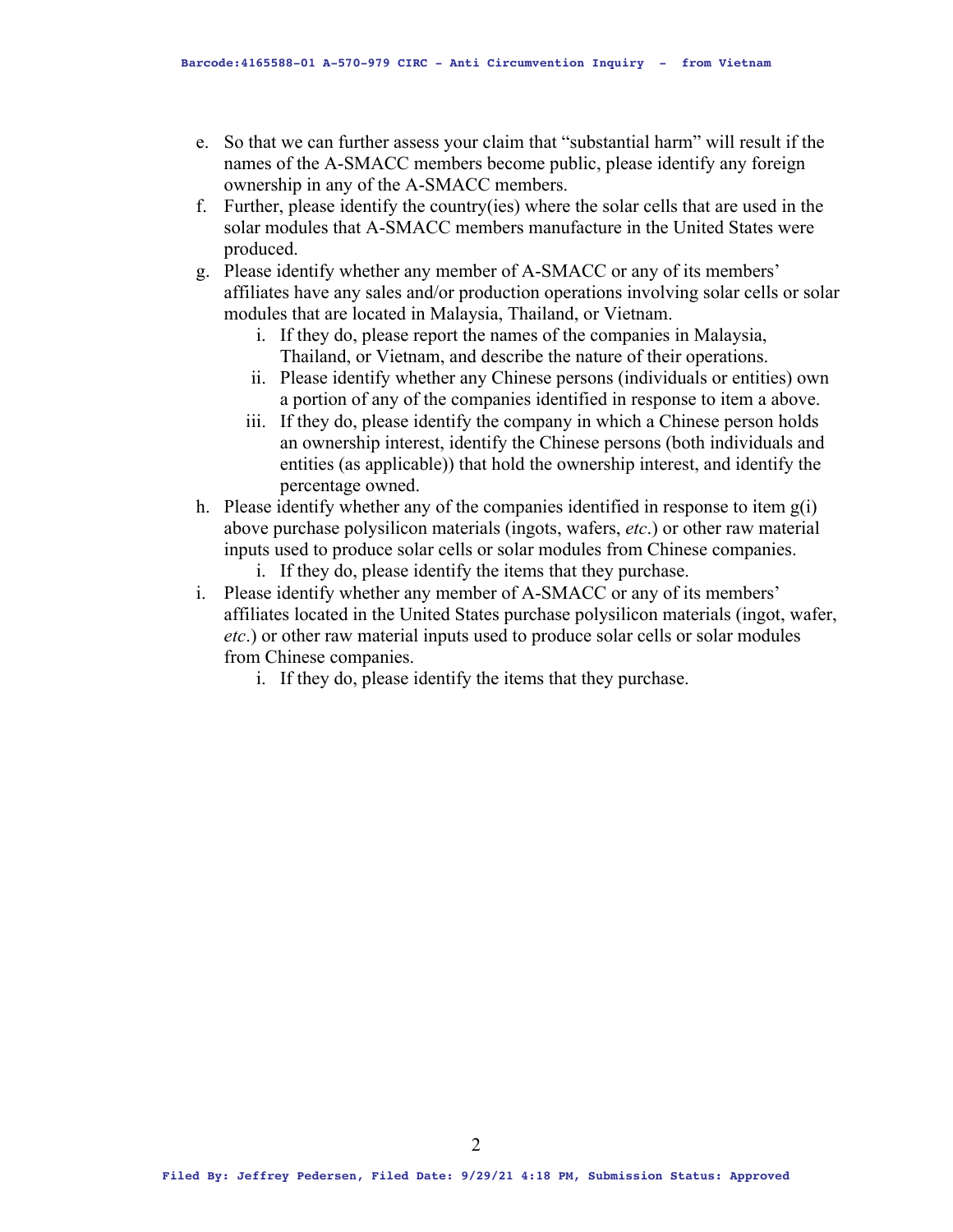e. So that we can further assess your claim that "substantial harm" will result if the names of the A-SMACC members become public, please identify any foreign ownership in any of the A-SMACC members.

f. Further, please identify the country(ies) where the solar cells that are used in the solar modules that A-SMACC members manufacture in the United States were produced.

g. Please identify whether any member of A-SMACC or any of its members' affiliates have any sales and/or production operations involving solar cells or solar modules that are located in Malaysia, Thailand, or Vietnam.

    i. If they do, please report the names of the companies in Malaysia, Thailand, or Vietnam, and describe the nature of their operations.

    ii. Please identify whether any Chinese persons (individuals or entities) own a portion of any of the companies identified in response to item a above.

    iii. If they do, please identify the company in which a Chinese person holds an ownership interest, identify the Chinese persons (both individuals and entities (as applicable)) that hold the ownership interest, and identify the percentage owned.

h. Please identify whether any of the companies identified in response to item g(i) above purchase polysilicon materials (ingots, wafers, *etc*.) or other raw material inputs used to produce solar cells or solar modules from Chinese companies.

    i. If they do, please identify the items that they purchase.

i. Please identify whether any member of A-SMACC or any of its members' affiliates located in the United States purchase polysilicon materials (ingot, wafer, *etc*.) or other raw material inputs used to produce solar cells or solar modules from Chinese companies.

    i. If they do, please identify the items that they purchase.